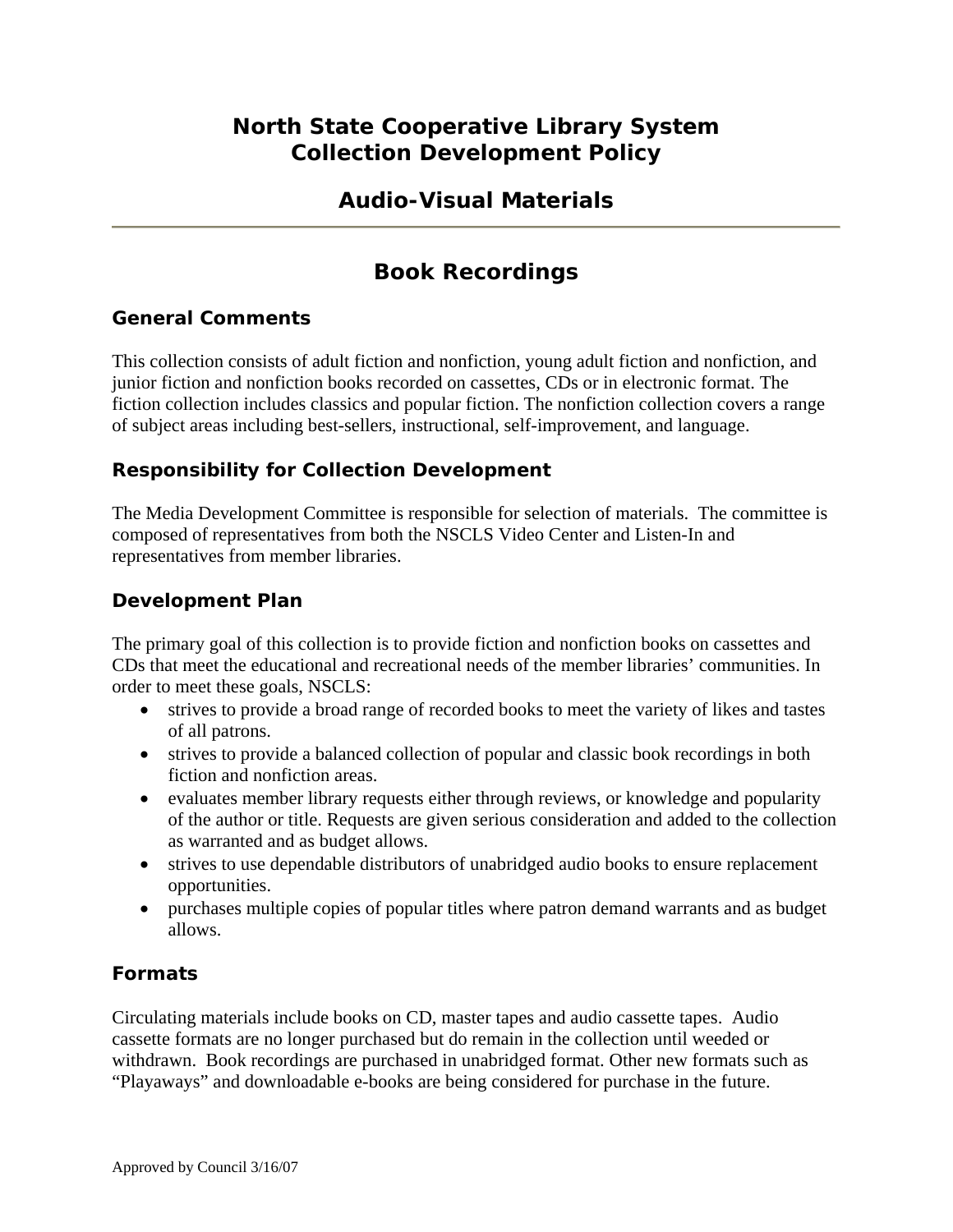# North State Cooperative Library System
# Collection Development Policy

## Audio-Visual Materials

---

## Book Recordings

### General Comments

This collection consists of adult fiction and nonfiction, young adult fiction and nonfiction, and junior fiction and nonfiction books recorded on cassettes, CDs or in electronic format. The fiction collection includes classics and popular fiction. The nonfiction collection covers a range of subject areas including best-sellers, instructional, self-improvement, and language.

### Responsibility for Collection Development

The Media Development Committee is responsible for selection of materials. The committee is composed of representatives from both the NSCLS Video Center and Listen-In and representatives from member libraries.

### Development Plan

The primary goal of this collection is to provide fiction and nonfiction books on cassettes and CDs that meet the educational and recreational needs of the member libraries' communities. In order to meet these goals, NSCLS:

- strives to provide a broad range of recorded books to meet the variety of likes and tastes of all patrons.
- strives to provide a balanced collection of popular and classic book recordings in both fiction and nonfiction areas.
- evaluates member library requests either through reviews, or knowledge and popularity of the author or title. Requests are given serious consideration and added to the collection as warranted and as budget allows.
- strives to use dependable distributors of unabridged audio books to ensure replacement opportunities.
- purchases multiple copies of popular titles where patron demand warrants and as budget allows.

### Formats

Circulating materials include books on CD, master tapes and audio cassette tapes. Audio cassette formats are no longer purchased but do remain in the collection until weeded or withdrawn. Book recordings are purchased in unabridged format. Other new formats such as "Playaways" and downloadable e-books are being considered for purchase in the future.

Approved by Council 3/16/07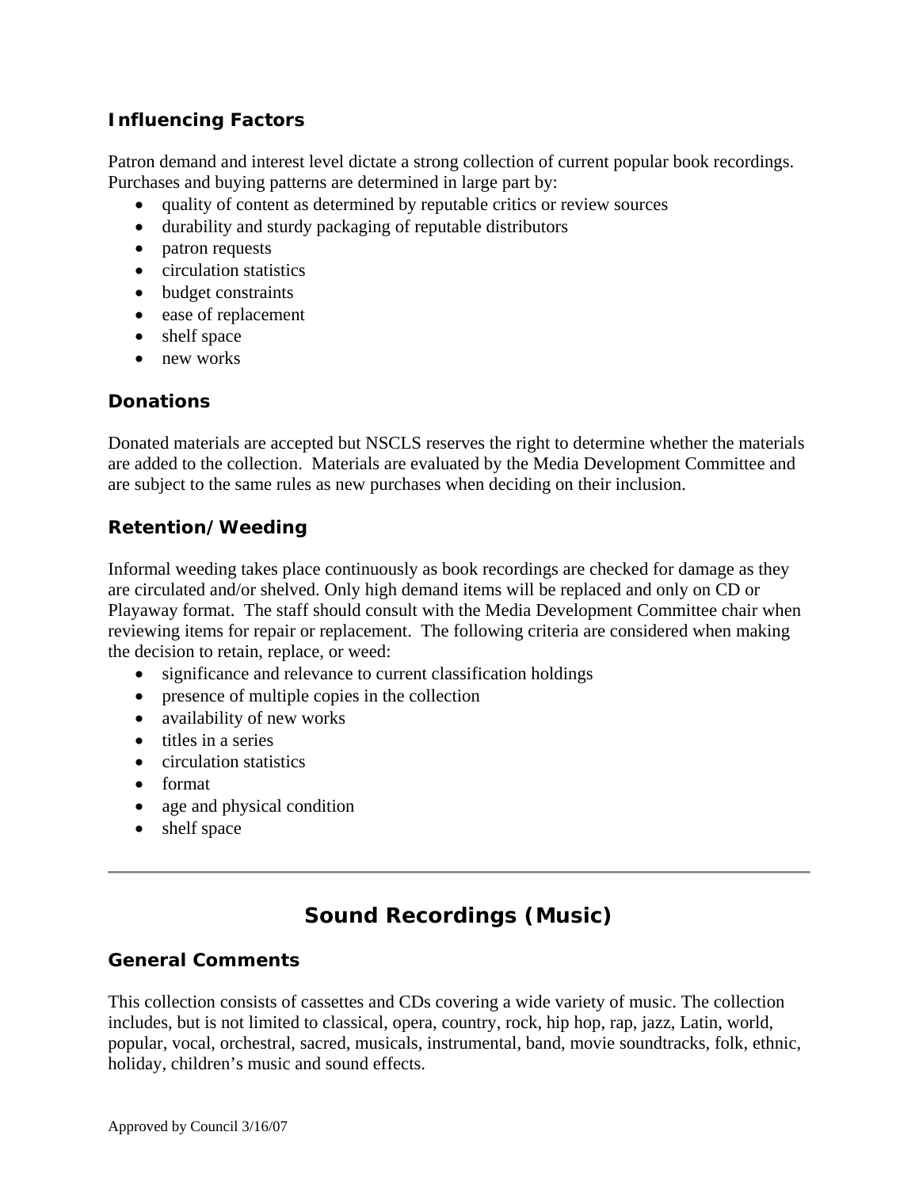### Influencing Factors

Patron demand and interest level dictate a strong collection of current popular book recordings. Purchases and buying patterns are determined in large part by:

- quality of content as determined by reputable critics or review sources
- durability and sturdy packaging of reputable distributors
- patron requests
- circulation statistics
- budget constraints
- ease of replacement
- shelf space
- new works

### Donations

Donated materials are accepted but NSCLS reserves the right to determine whether the materials are added to the collection. Materials are evaluated by the Media Development Committee and are subject to the same rules as new purchases when deciding on their inclusion.

### Retention/Weeding

Informal weeding takes place continuously as book recordings are checked for damage as they are circulated and/or shelved. Only high demand items will be replaced and only on CD or Playaway format. The staff should consult with the Media Development Committee chair when reviewing items for repair or replacement. The following criteria are considered when making the decision to retain, replace, or weed:

- significance and relevance to current classification holdings
- presence of multiple copies in the collection
- availability of new works
- titles in a series
- circulation statistics
- format
- age and physical condition
- shelf space

---

## Sound Recordings (Music)

### General Comments

This collection consists of cassettes and CDs covering a wide variety of music. The collection includes, but is not limited to classical, opera, country, rock, hip hop, rap, jazz, Latin, world, popular, vocal, orchestral, sacred, musicals, instrumental, band, movie soundtracks, folk, ethnic, holiday, children's music and sound effects.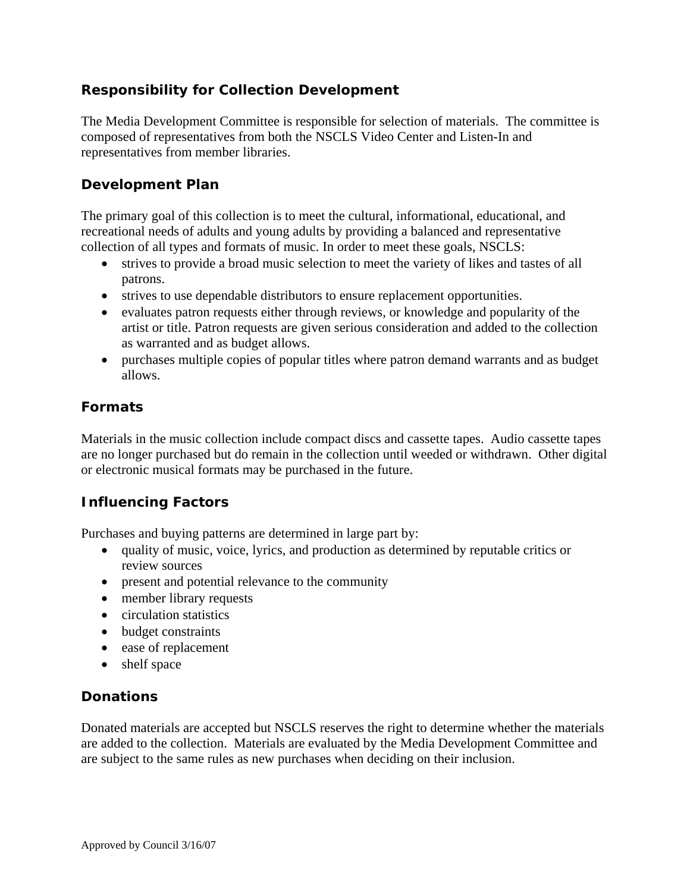### Responsibility for Collection Development

The Media Development Committee is responsible for selection of materials. The committee is composed of representatives from both the NSCLS Video Center and Listen-In and representatives from member libraries.

### Development Plan

The primary goal of this collection is to meet the cultural, informational, educational, and recreational needs of adults and young adults by providing a balanced and representative collection of all types and formats of music. In order to meet these goals, NSCLS:

- strives to provide a broad music selection to meet the variety of likes and tastes of all patrons.
- strives to use dependable distributors to ensure replacement opportunities.
- evaluates patron requests either through reviews, or knowledge and popularity of the artist or title. Patron requests are given serious consideration and added to the collection as warranted and as budget allows.
- purchases multiple copies of popular titles where patron demand warrants and as budget allows.

### Formats

Materials in the music collection include compact discs and cassette tapes. Audio cassette tapes are no longer purchased but do remain in the collection until weeded or withdrawn. Other digital or electronic musical formats may be purchased in the future.

### Influencing Factors

Purchases and buying patterns are determined in large part by:

- quality of music, voice, lyrics, and production as determined by reputable critics or review sources
- present and potential relevance to the community
- member library requests
- circulation statistics
- budget constraints
- ease of replacement
- shelf space

### Donations

Donated materials are accepted but NSCLS reserves the right to determine whether the materials are added to the collection. Materials are evaluated by the Media Development Committee and are subject to the same rules as new purchases when deciding on their inclusion.

Approved by Council 3/16/07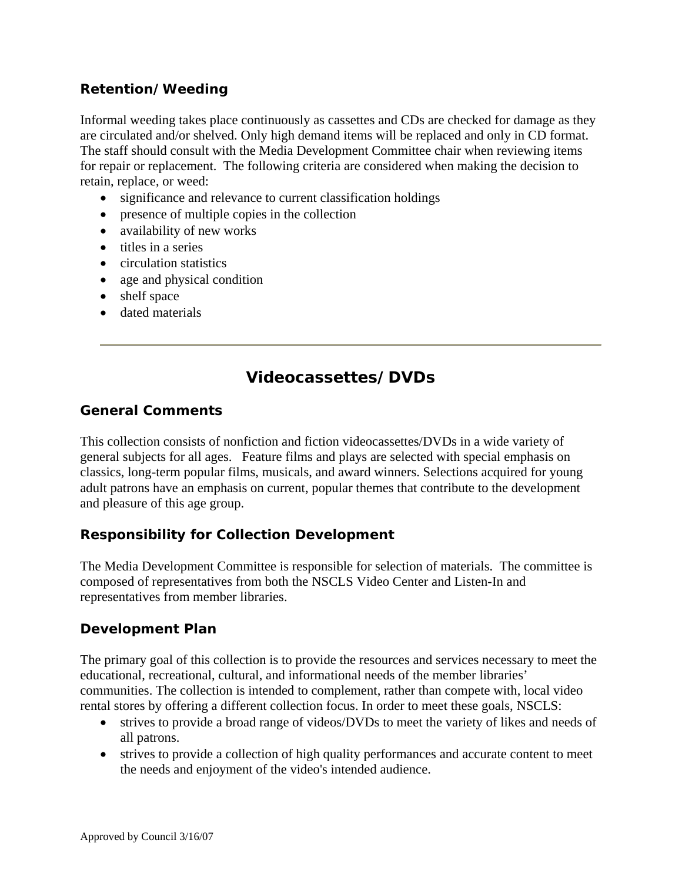### Retention/Weeding

Informal weeding takes place continuously as cassettes and CDs are checked for damage as they are circulated and/or shelved. Only high demand items will be replaced and only in CD format. The staff should consult with the Media Development Committee chair when reviewing items for repair or replacement. The following criteria are considered when making the decision to retain, replace, or weed:

- significance and relevance to current classification holdings
- presence of multiple copies in the collection
- availability of new works
- titles in a series
- circulation statistics
- age and physical condition
- shelf space
- dated materials

---

## Videocassettes/DVDs

### General Comments

This collection consists of nonfiction and fiction videocassettes/DVDs in a wide variety of general subjects for all ages. Feature films and plays are selected with special emphasis on classics, long-term popular films, musicals, and award winners. Selections acquired for young adult patrons have an emphasis on current, popular themes that contribute to the development and pleasure of this age group.

### Responsibility for Collection Development

The Media Development Committee is responsible for selection of materials. The committee is composed of representatives from both the NSCLS Video Center and Listen-In and representatives from member libraries.

### Development Plan

The primary goal of this collection is to provide the resources and services necessary to meet the educational, recreational, cultural, and informational needs of the member libraries' communities. The collection is intended to complement, rather than compete with, local video rental stores by offering a different collection focus. In order to meet these goals, NSCLS:

- strives to provide a broad range of videos/DVDs to meet the variety of likes and needs of all patrons.
- strives to provide a collection of high quality performances and accurate content to meet the needs and enjoyment of the video's intended audience.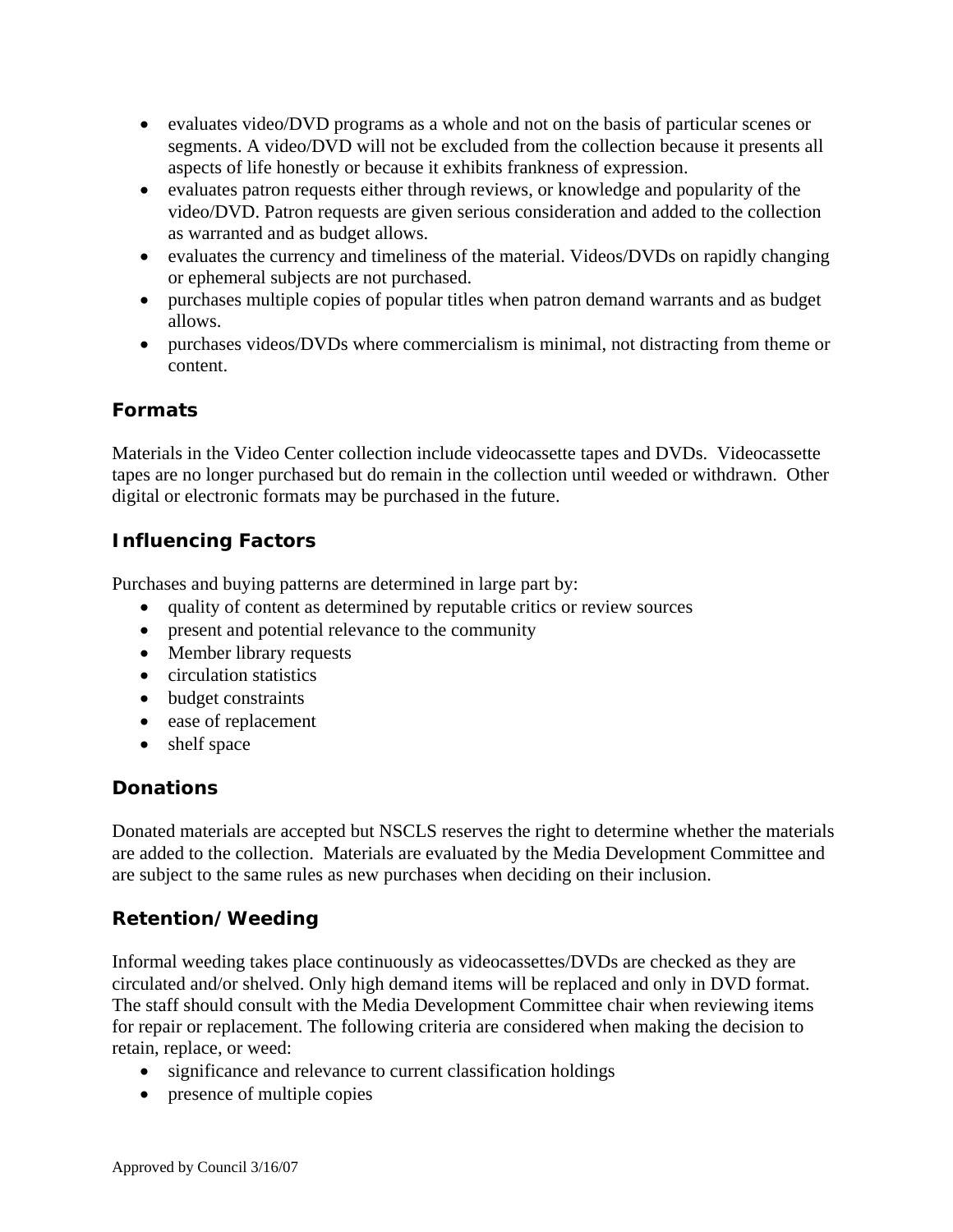- evaluates video/DVD programs as a whole and not on the basis of particular scenes or segments. A video/DVD will not be excluded from the collection because it presents all aspects of life honestly or because it exhibits frankness of expression.
- evaluates patron requests either through reviews, or knowledge and popularity of the video/DVD. Patron requests are given serious consideration and added to the collection as warranted and as budget allows.
- evaluates the currency and timeliness of the material. Videos/DVDs on rapidly changing or ephemeral subjects are not purchased.
- purchases multiple copies of popular titles when patron demand warrants and as budget allows.
- purchases videos/DVDs where commercialism is minimal, not distracting from theme or content.

### Formats

Materials in the Video Center collection include videocassette tapes and DVDs. Videocassette tapes are no longer purchased but do remain in the collection until weeded or withdrawn. Other digital or electronic formats may be purchased in the future.

### Influencing Factors

Purchases and buying patterns are determined in large part by:

- quality of content as determined by reputable critics or review sources
- present and potential relevance to the community
- Member library requests
- circulation statistics
- budget constraints
- ease of replacement
- shelf space

### Donations

Donated materials are accepted but NSCLS reserves the right to determine whether the materials are added to the collection. Materials are evaluated by the Media Development Committee and are subject to the same rules as new purchases when deciding on their inclusion.

### Retention/Weeding

Informal weeding takes place continuously as videocassettes/DVDs are checked as they are circulated and/or shelved. Only high demand items will be replaced and only in DVD format. The staff should consult with the Media Development Committee chair when reviewing items for repair or replacement. The following criteria are considered when making the decision to retain, replace, or weed:

- significance and relevance to current classification holdings
- presence of multiple copies

Approved by Council 3/16/07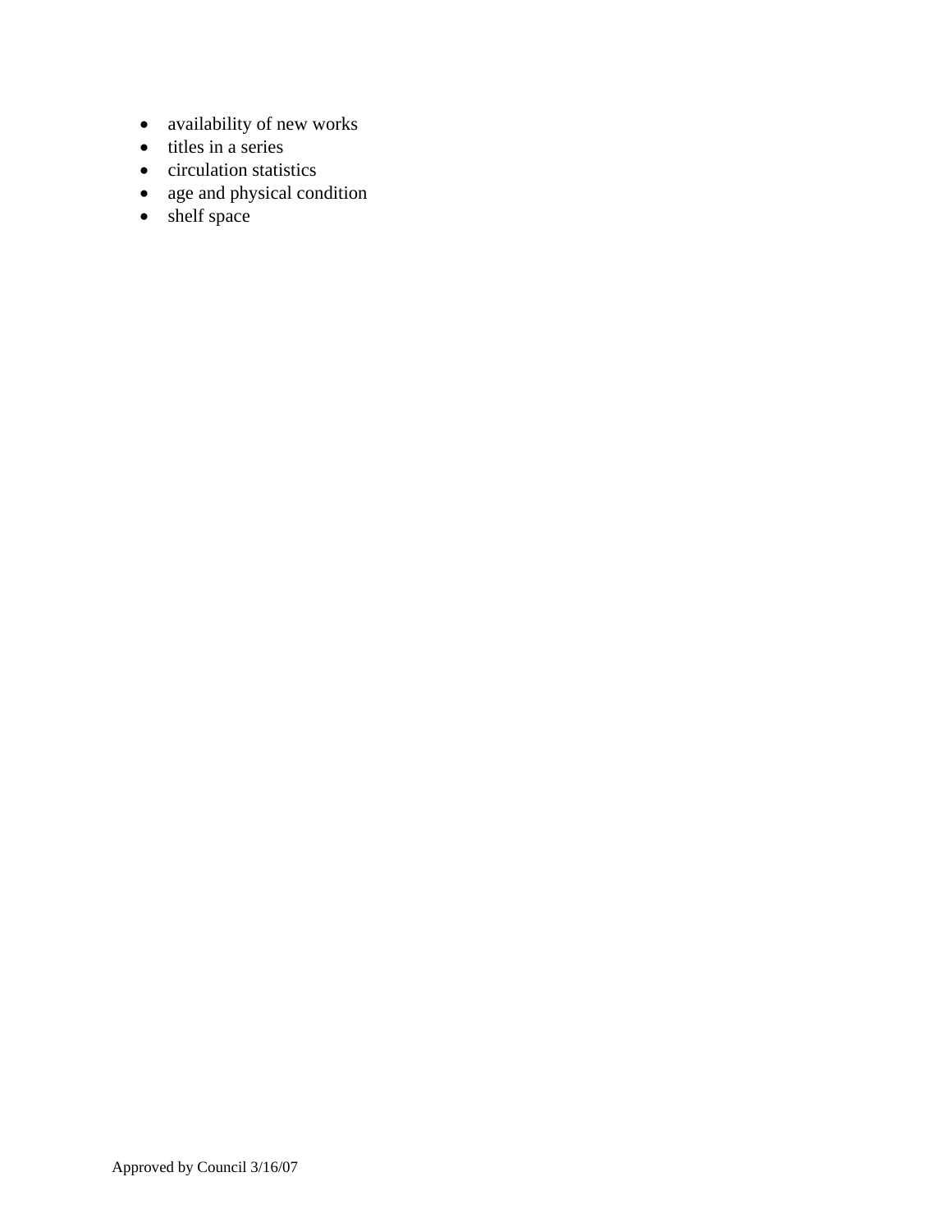- availability of new works
- titles in a series
- circulation statistics
- age and physical condition
- shelf space

Approved by Council 3/16/07